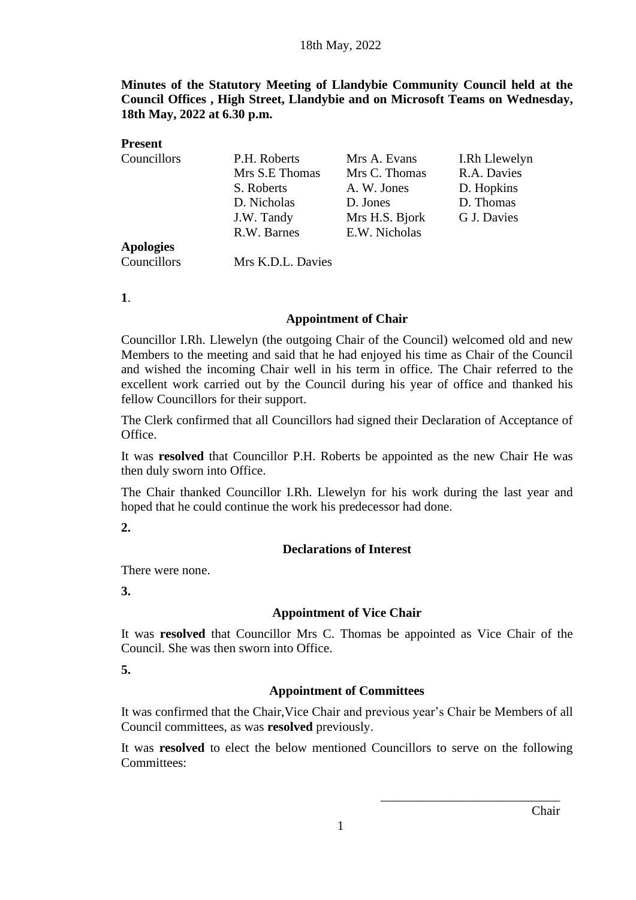18th May, 2022

**Minutes of the Statutory Meeting of Llandybie Community Council held at the Council Offices , High Street, Llandybie and on Microsoft Teams on Wednesday, 18th May, 2022 at 6.30 p.m.**

**Present**

| Councillors | P.H. Roberts | Mrs A. Evans | I.Rh Llewelyn |
|---|---|---|---|
| | Mrs S.E Thomas | Mrs C. Thomas | R.A. Davies |
| | S. Roberts | A. W. Jones | D. Hopkins |
| | D. Nicholas | D. Jones | D. Thomas |
| | J.W. Tandy | Mrs H.S. Bjork | G J. Davies |
| | R.W. Barnes | E.W. Nicholas | |

**Apologies**

Councillors Mrs K.D.L. Davies

**1**.

**Appointment of Chair**

Councillor I.Rh. Llewelyn (the outgoing Chair of the Council) welcomed old and new Members to the meeting and said that he had enjoyed his time as Chair of the Council and wished the incoming Chair well in his term in office. The Chair referred to the excellent work carried out by the Council during his year of office and thanked his fellow Councillors for their support.

The Clerk confirmed that all Councillors had signed their Declaration of Acceptance of Office.

It was **resolved** that Councillor P.H. Roberts be appointed as the new Chair He was then duly sworn into Office.

The Chair thanked Councillor I.Rh. Llewelyn for his work during the last year and hoped that he could continue the work his predecessor had done.

**2.**

**Declarations of Interest**

There were none.

**3.**

**Appointment of Vice Chair**

It was **resolved** that Councillor Mrs C. Thomas be appointed as Vice Chair of the Council. She was then sworn into Office.

**5.**

**Appointment of Committees**

It was confirmed that the Chair,Vice Chair and previous year's Chair be Members of all Council committees, as was **resolved** previously.

It was **resolved** to elect the below mentioned Councillors to serve on the following Committees:

\_\_\_\_\_\_\_\_\_\_\_\_\_\_\_\_\_\_\_\_\_\_\_\_\_\_\_\_

Chair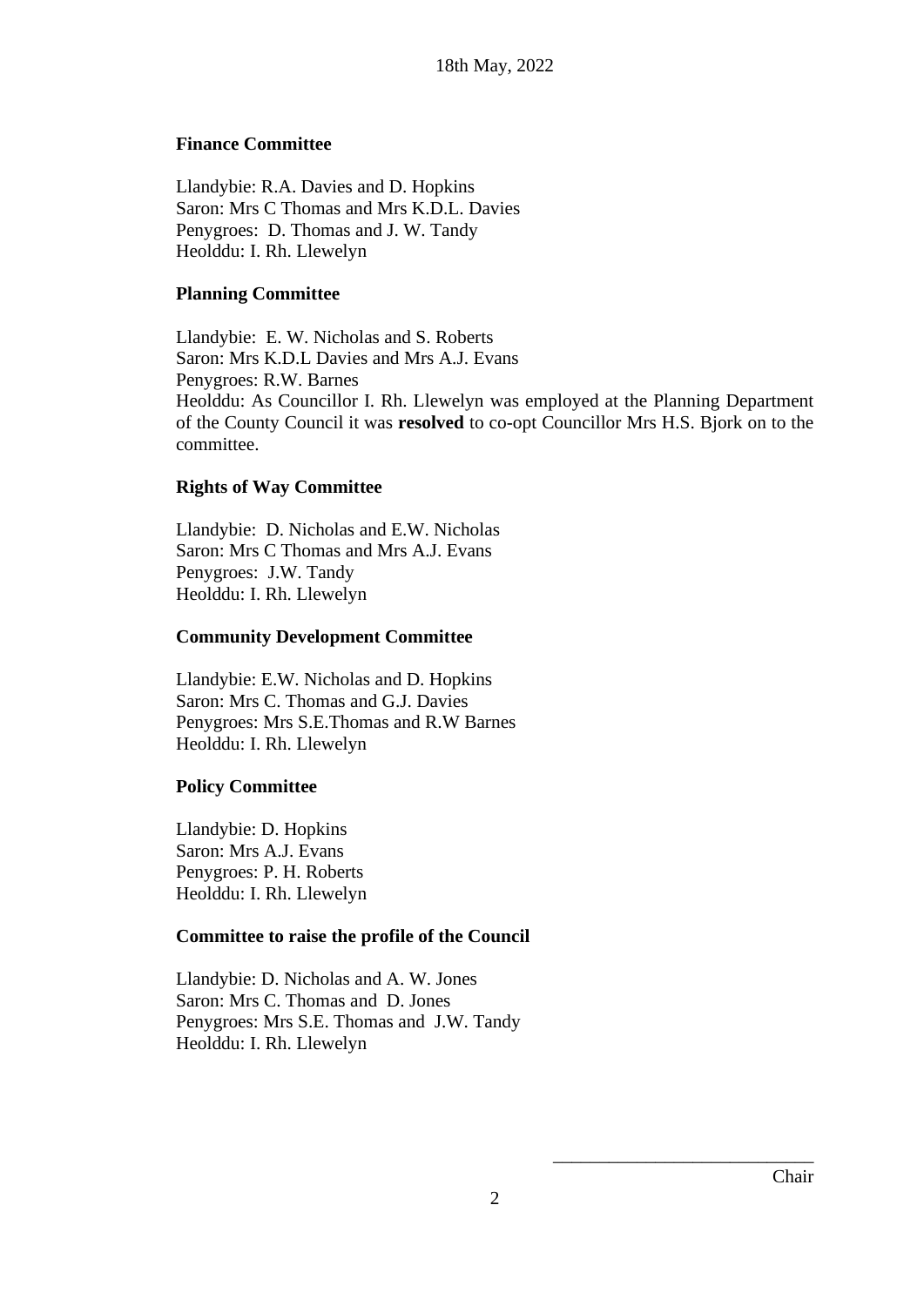**Finance Committee**

Llandybie: R.A. Davies and D. Hopkins
Saron: Mrs C Thomas and Mrs K.D.L. Davies
Penygroes: D. Thomas and J. W. Tandy
Heolddu: I. Rh. Llewelyn

**Planning Committee**

Llandybie: E. W. Nicholas and S. Roberts
Saron: Mrs K.D.L Davies and Mrs A.J. Evans
Penygroes: R.W. Barnes
Heolddu: As Councillor I. Rh. Llewelyn was employed at the Planning Department of the County Council it was **resolved** to co-opt Councillor Mrs H.S. Bjork on to the committee.

**Rights of Way Committee**

Llandybie: D. Nicholas and E.W. Nicholas
Saron: Mrs C Thomas and Mrs A.J. Evans
Penygroes: J.W. Tandy
Heolddu: I. Rh. Llewelyn

**Community Development Committee**

Llandybie: E.W. Nicholas and D. Hopkins
Saron: Mrs C. Thomas and G.J. Davies
Penygroes: Mrs S.E.Thomas and R.W Barnes
Heolddu: I. Rh. Llewelyn

**Policy Committee**

Llandybie: D. Hopkins
Saron: Mrs A.J. Evans
Penygroes: P. H. Roberts
Heolddu: I. Rh. Llewelyn

**Committee to raise the profile of the Council**

Llandybie: D. Nicholas and A. W. Jones
Saron: Mrs C. Thomas and D. Jones
Penygroes: Mrs S.E. Thomas and J.W. Tandy
Heolddu: I. Rh. Llewelyn

\_\_\_\_\_\_\_\_\_\_\_\_\_\_\_\_\_\_\_\_\_\_\_\_\_\_\_\_
Chair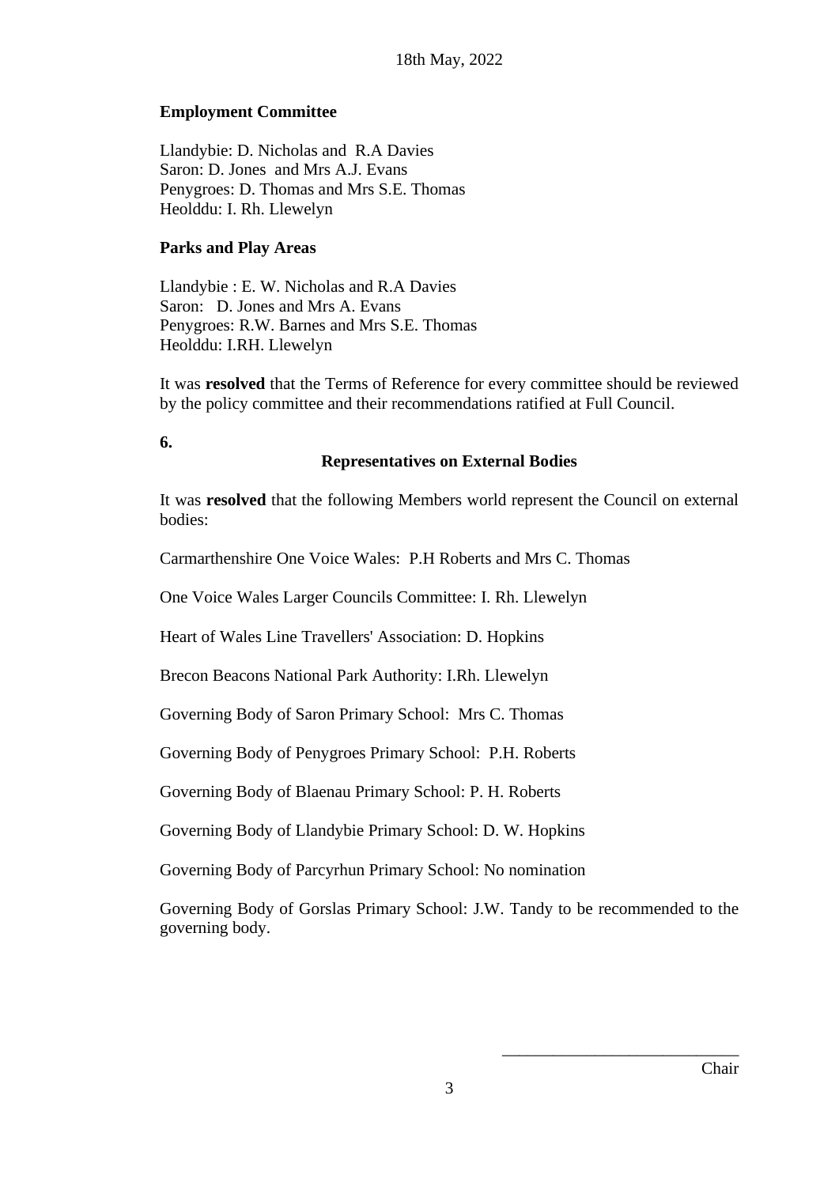**Employment Committee**

Llandybie: D. Nicholas and  R.A Davies
Saron: D. Jones  and Mrs A.J. Evans
Penygroes: D. Thomas and Mrs S.E. Thomas
Heolddu: I. Rh. Llewelyn

**Parks and Play Areas**

Llandybie : E. W. Nicholas and R.A Davies
Saron:   D. Jones and Mrs A. Evans
Penygroes: R.W. Barnes and Mrs S.E. Thomas
Heolddu: I.RH. Llewelyn

It was **resolved** that the Terms of Reference for every committee should be reviewed by the policy committee and their recommendations ratified at Full Council.

**6.**

**Representatives on External Bodies**

It was **resolved** that the following Members world represent the Council on external bodies:

Carmarthenshire One Voice Wales:  P.H Roberts and Mrs C. Thomas

One Voice Wales Larger Councils Committee: I. Rh. Llewelyn

Heart of Wales Line Travellers' Association: D. Hopkins

Brecon Beacons National Park Authority: I.Rh. Llewelyn

Governing Body of Saron Primary School:  Mrs C. Thomas

Governing Body of Penygroes Primary School:  P.H. Roberts

Governing Body of Blaenau Primary School: P. H. Roberts

Governing Body of Llandybie Primary School: D. W. Hopkins

Governing Body of Parcyrhun Primary School: No nomination

Governing Body of Gorslas Primary School: J.W. Tandy to be recommended to the governing body.

____________________________
Chair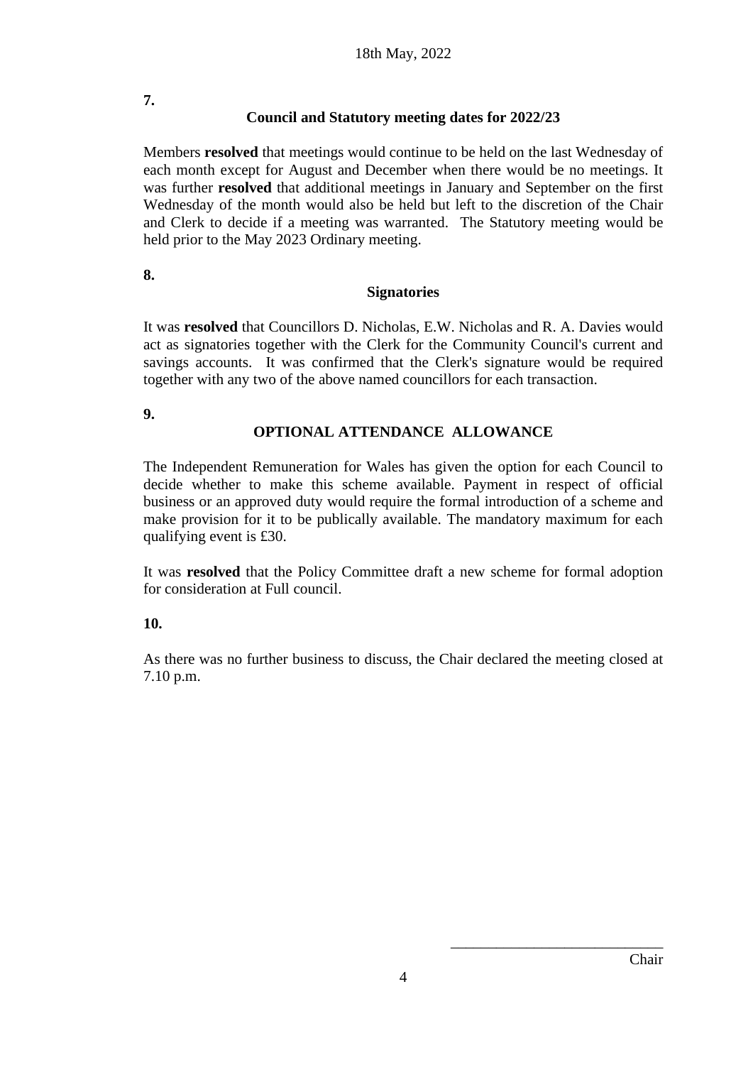**7.**

## Council and Statutory meeting dates for 2022/23

Members **resolved** that meetings would continue to be held on the last Wednesday of each month except for August and December when there would be no meetings. It was further **resolved** that additional meetings in January and September on the first Wednesday of the month would also be held but left to the discretion of the Chair and Clerk to decide if a meeting was warranted. The Statutory meeting would be held prior to the May 2023 Ordinary meeting.

**8.**

## Signatories

It was **resolved** that Councillors D. Nicholas, E.W. Nicholas and R. A. Davies would act as signatories together with the Clerk for the Community Council's current and savings accounts. It was confirmed that the Clerk's signature would be required together with any two of the above named councillors for each transaction.

**9.**

## OPTIONAL ATTENDANCE ALLOWANCE

The Independent Remuneration for Wales has given the option for each Council to decide whether to make this scheme available. Payment in respect of official business or an approved duty would require the formal introduction of a scheme and make provision for it to be publically available. The mandatory maximum for each qualifying event is £30.

It was **resolved** that the Policy Committee draft a new scheme for formal adoption for consideration at Full council.

**10.**

As there was no further business to discuss, the Chair declared the meeting closed at 7.10 p.m.

\_\_\_\_\_\_\_\_\_\_\_\_\_\_\_\_\_\_\_\_\_\_\_\_\_\_\_\_

Chair